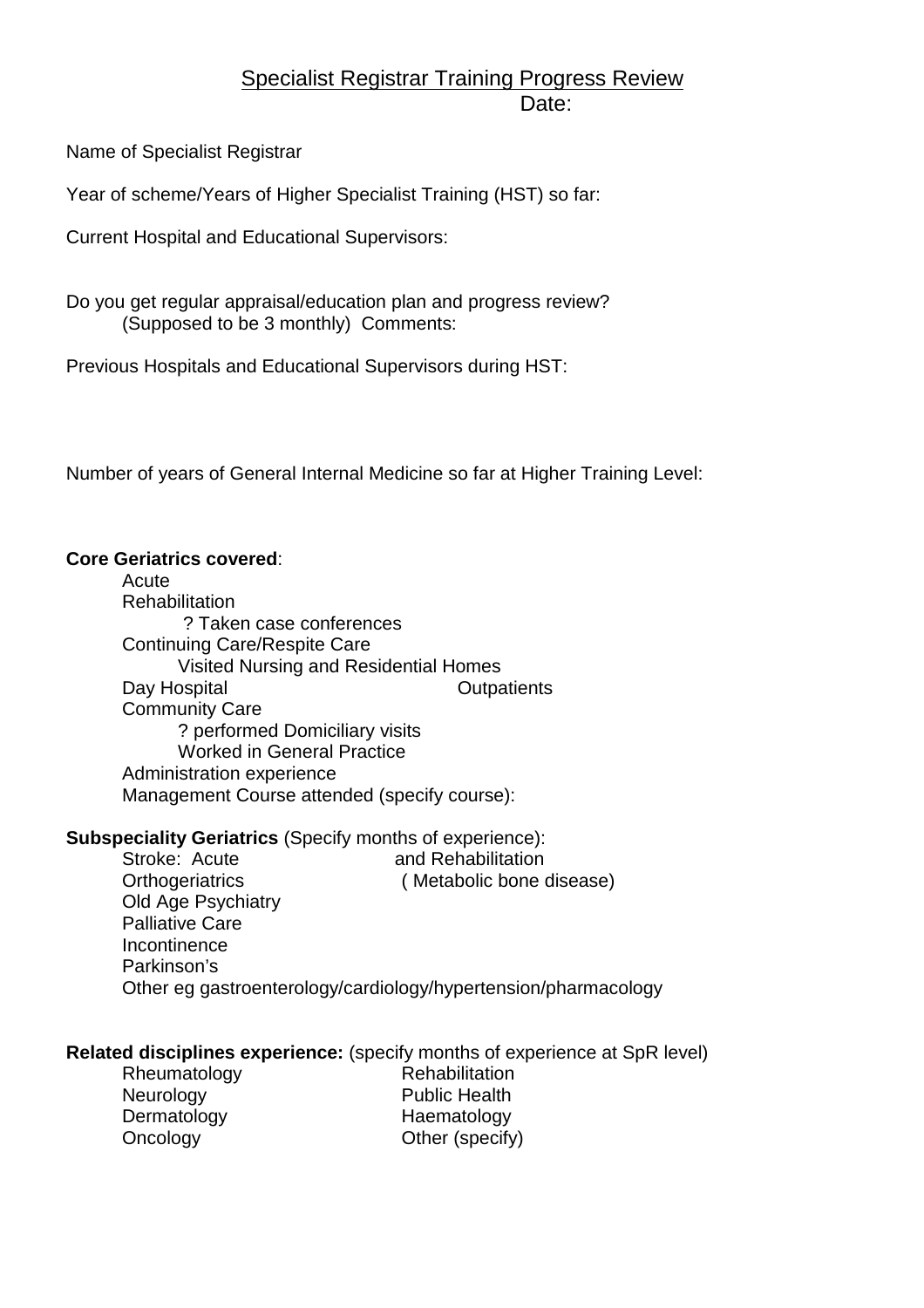# Specialist Registrar Training Progress Review

Date:

Name of Specialist Registrar

Year of scheme/Years of Higher Specialist Training (HST) so far:

Current Hospital and Educational Supervisors:

Do you get regular appraisal/education plan and progress review?
(Supposed to be 3 monthly) Comments:

Previous Hospitals and Educational Supervisors during HST:

Number of years of General Internal Medicine so far at Higher Training Level:

**Core Geriatrics covered**:

- Acute
- Rehabilitation
  - ? Taken case conferences
- Continuing Care/Respite Care
  - Visited Nursing and Residential Homes
- Day Hospital
- Outpatients
- Community Care
  - ? performed Domiciliary visits
  - Worked in General Practice
- Administration experience
- Management Course attended (specify course):

**Subspeciality Geriatrics** (Specify months of experience):

- Stroke: Acute and Rehabilitation
- Orthogeriatrics ( Metabolic bone disease)
- Old Age Psychiatry
- Palliative Care
- Incontinence
- Parkinson's
- Other eg gastroenterology/cardiology/hypertension/pharmacology

**Related disciplines experience:** (specify months of experience at SpR level)

- Rheumatology
- Neurology
- Dermatology
- Oncology
- Rehabilitation
- Public Health
- Haematology
- Other (specify)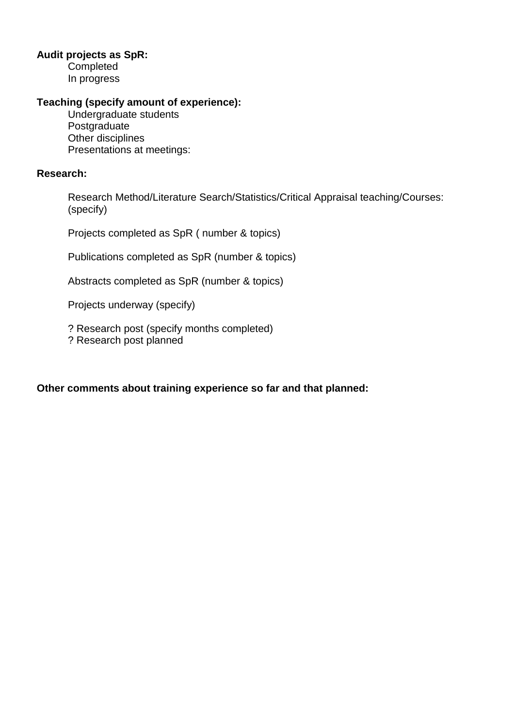**Audit projects as SpR:**

Completed
In progress

**Teaching (specify amount of experience):**

Undergraduate students
Postgraduate
Other disciplines
Presentations at meetings:

**Research:**

Research Method/Literature Search/Statistics/Critical Appraisal teaching/Courses: (specify)

Projects completed as SpR ( number & topics)

Publications completed as SpR (number & topics)

Abstracts completed as SpR (number & topics)

Projects underway (specify)

? Research post (specify months completed)
? Research post planned

**Other comments about training experience so far and that planned:**